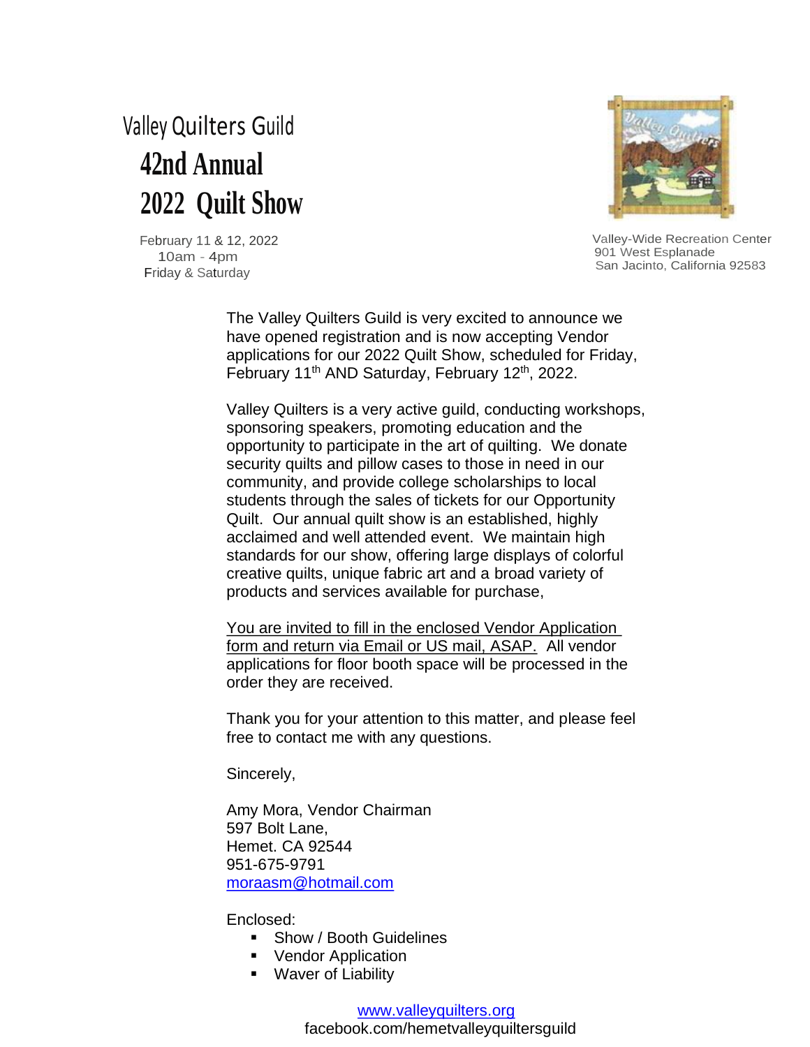# Valley Quilters Guild

## 42nd Annual
## 2022 Quilt Show

February 11 & 12, 2022
10am - 4pm
Friday & Saturday

Valley-Wide Recreation Center
901 West Esplanade
San Jacinto, California 92583

The Valley Quilters Guild is very excited to announce we have opened registration and is now accepting Vendor applications for our 2022 Quilt Show, scheduled for Friday, February 11th AND Saturday, February 12th, 2022.

Valley Quilters is a very active guild, conducting workshops, sponsoring speakers, promoting education and the opportunity to participate in the art of quilting. We donate security quilts and pillow cases to those in need in our community, and provide college scholarships to local students through the sales of tickets for our Opportunity Quilt. Our annual quilt show is an established, highly acclaimed and well attended event. We maintain high standards for our show, offering large displays of colorful creative quilts, unique fabric art and a broad variety of products and services available for purchase,

<u>You are invited to fill in the enclosed Vendor Application form and return via Email or US mail, ASAP.</u> All vendor applications for floor booth space will be processed in the order they are received.

Thank you for your attention to this matter, and please feel free to contact me with any questions.

Sincerely,

Amy Mora, Vendor Chairman
597 Bolt Lane,
Hemet. CA 92544
951-675-9791
moraasm@hotmail.com

Enclosed:

- Show / Booth Guidelines
- Vendor Application
- Waver of Liability

www.valleyquilters.org
facebook.com/hemetvalleyquiltersguild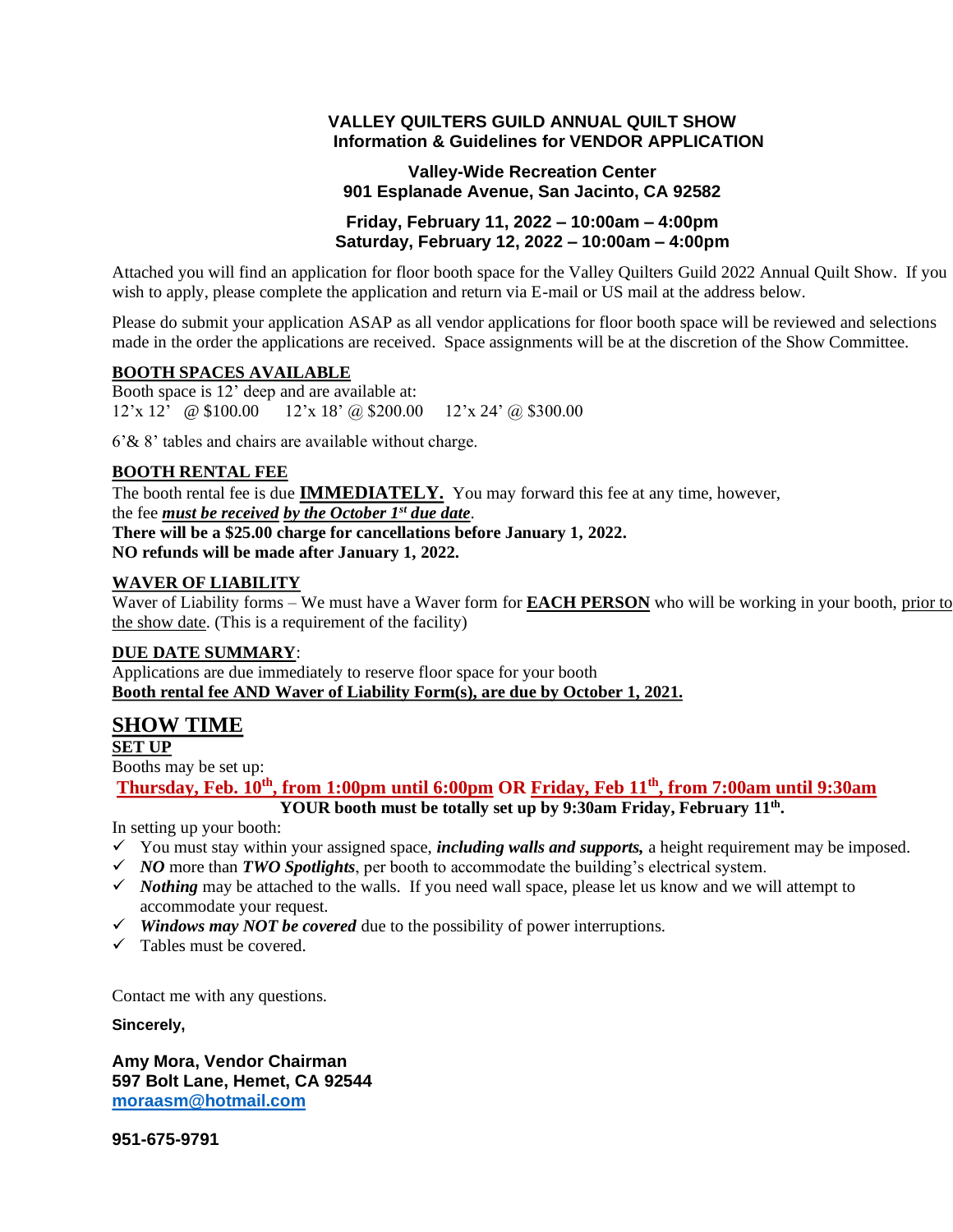**VALLEY QUILTERS GUILD ANNUAL QUILT SHOW**
**Information & Guidelines for VENDOR APPLICATION**

**Valley-Wide Recreation Center**
**901 Esplanade Avenue, San Jacinto, CA 92582**

**Friday, February 11, 2022 – 10:00am – 4:00pm**
**Saturday, February 12, 2022 – 10:00am – 4:00pm**

Attached you will find an application for floor booth space for the Valley Quilters Guild 2022 Annual Quilt Show. If you wish to apply, please complete the application and return via E-mail or US mail at the address below.

Please do submit your application ASAP as all vendor applications for floor booth space will be reviewed and selections made in the order the applications are received. Space assignments will be at the discretion of the Show Committee.

**BOOTH SPACES AVAILABLE**

Booth space is 12' deep and are available at:
12'x 12' @ $100.00    12'x 18' @ $200.00    12'x 24' @ $300.00

6'& 8' tables and chairs are available without charge.

**BOOTH RENTAL FEE**

The booth rental fee is due **IMMEDIATELY.** You may forward this fee at any time, however, the fee ***must be received by the October 1st due date***.
**There will be a $25.00 charge for cancellations before January 1, 2022.**
**NO refunds will be made after January 1, 2022.**

**WAVER OF LIABILITY**

Waver of Liability forms – We must have a Waver form for **EACH PERSON** who will be working in your booth, prior to the show date. (This is a requirement of the facility)

**DUE DATE SUMMARY**:

Applications are due immediately to reserve floor space for your booth
**Booth rental fee AND Waver of Liability Form(s), are due by October 1, 2021.**

## SHOW TIME

**SET UP**

Booths may be set up:

**Thursday, Feb. 10th, from 1:00pm until 6:00pm OR Friday, Feb 11th, from 7:00am until 9:30am**

**YOUR booth must be totally set up by 9:30am Friday, February 11th.**

In setting up your booth:

- ✓ You must stay within your assigned space, ***including walls and supports,*** a height requirement may be imposed.
- ✓ ***NO*** more than ***TWO Spotlights***, per booth to accommodate the building's electrical system.
- ✓ ***Nothing*** may be attached to the walls. If you need wall space, please let us know and we will attempt to accommodate your request.
- ✓ ***Windows may NOT be covered*** due to the possibility of power interruptions.
- ✓ Tables must be covered.

Contact me with any questions.

**Sincerely,**

**Amy Mora, Vendor Chairman**
**597 Bolt Lane, Hemet, CA 92544**
**moraasm@hotmail.com**

**951-675-9791**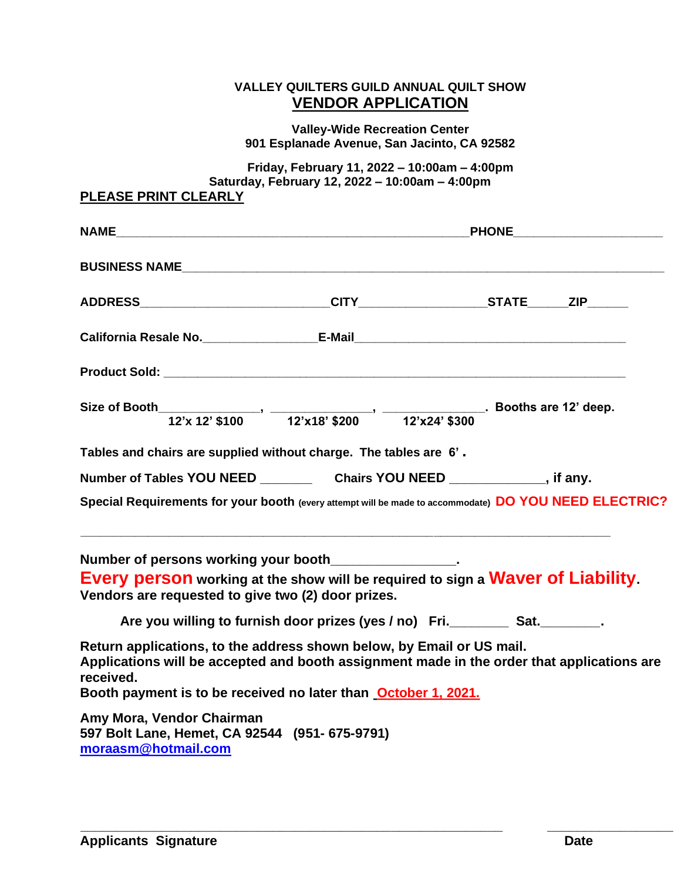**VALLEY QUILTERS GUILD ANNUAL QUILT SHOW**

# VENDOR APPLICATION

**Valley-Wide Recreation Center**
**901 Esplanade Avenue, San Jacinto, CA 92582**

**Friday, February 11, 2022 – 10:00am – 4:00pm**
**Saturday, February 12, 2022 – 10:00am – 4:00pm**

**PLEASE PRINT CLEARLY**

**NAME**_______________________________________________ **PHONE**____________________

**BUSINESS NAME**_________________________________________________________________

**ADDRESS**__________________________ **CITY**_________________ **STATE**______ **ZIP**______

**California Resale No.**________________ **E-Mail**____________________________________

**Product Sold:** ____________________________________________________________

**Size of Booth**______________, ______________, ______________. **Booths are 12' deep.**
**12'x 12' $100** **12'x18' $200** **12'x24' $300**

**Tables and chairs are supplied without charge. The tables are 6'.**

**Number of Tables YOU NEED** _______ **Chairs YOU NEED** ____________, **if any.**

**Special Requirements for your booth** (every attempt will be made to accommodate) **DO YOU NEED ELECTRIC?**

_________________________________________________________________________

**Number of persons working your booth**________________.

**Every person working at the show will be required to sign a Waver of Liability.**
**Vendors are requested to give two (2) door prizes.**

**Are you willing to furnish door prizes (yes / no) Fri.**________ **Sat.**________.

**Return applications, to the address shown below, by Email or US mail.**
**Applications will be accepted and booth assignment made in the order that applications are received.**
**Booth payment is to be received no later than October 1, 2021.**

**Amy Mora, Vendor Chairman**
**597 Bolt Lane, Hemet, CA 92544 (951- 675-9791)**
**moraasm@hotmail.com**

_______________________________________________ ________________
**Applicants Signature** **Date**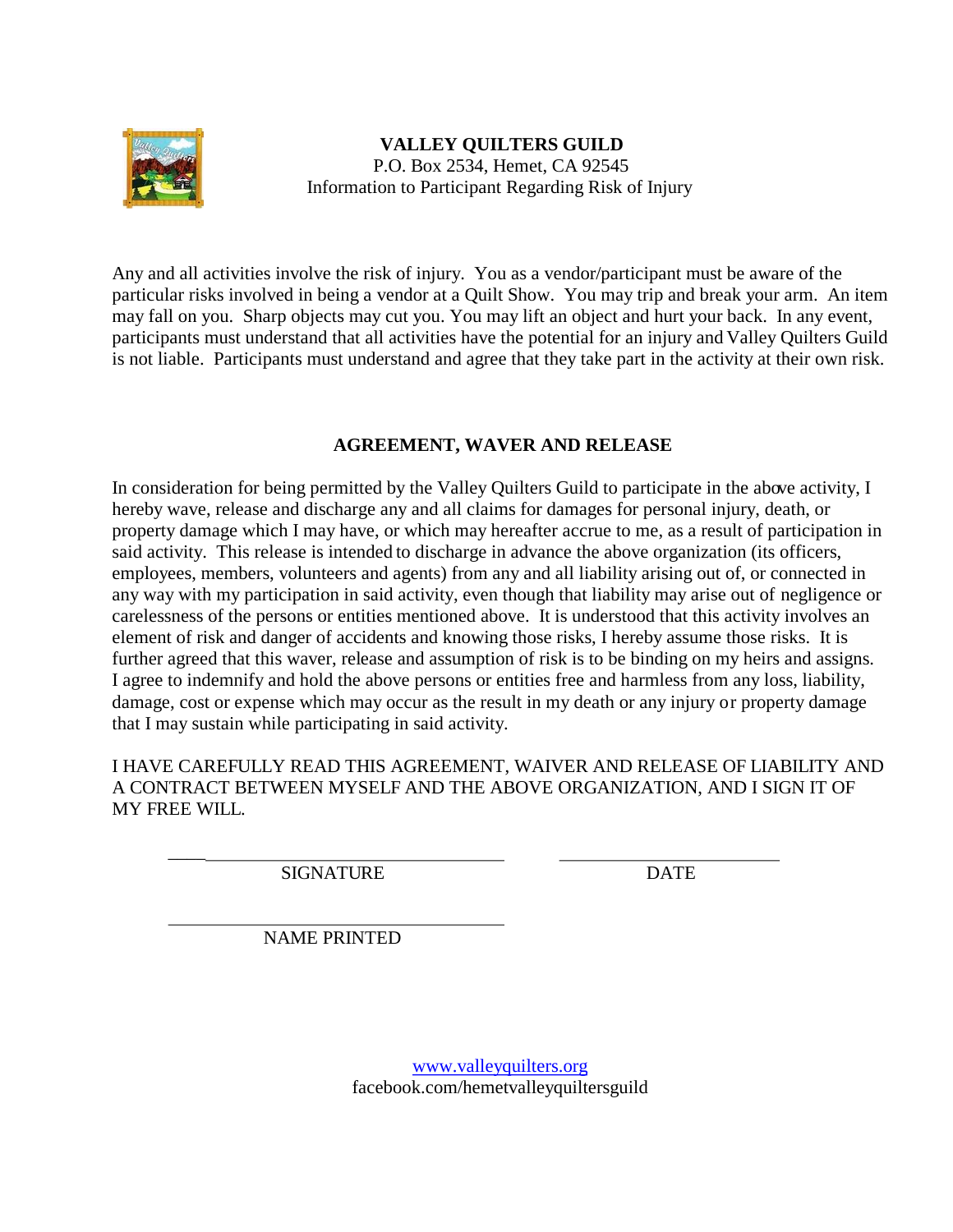**VALLEY QUILTERS GUILD**
P.O. Box 2534, Hemet, CA 92545
Information to Participant Regarding Risk of Injury

Any and all activities involve the risk of injury. You as a vendor/participant must be aware of the particular risks involved in being a vendor at a Quilt Show. You may trip and break your arm. An item may fall on you. Sharp objects may cut you. You may lift an object and hurt your back. In any event, participants must understand that all activities have the potential for an injury and Valley Quilters Guild is not liable. Participants must understand and agree that they take part in the activity at their own risk.

## AGREEMENT, WAVER AND RELEASE

In consideration for being permitted by the Valley Quilters Guild to participate in the above activity, I hereby wave, release and discharge any and all claims for damages for personal injury, death, or property damage which I may have, or which may hereafter accrue to me, as a result of participation in said activity. This release is intended to discharge in advance the above organization (its officers, employees, members, volunteers and agents) from any and all liability arising out of, or connected in any way with my participation in said activity, even though that liability may arise out of negligence or carelessness of the persons or entities mentioned above. It is understood that this activity involves an element of risk and danger of accidents and knowing those risks, I hereby assume those risks. It is further agreed that this waver, release and assumption of risk is to be binding on my heirs and assigns. I agree to indemnify and hold the above persons or entities free and harmless from any loss, liability, damage, cost or expense which may occur as the result in my death or any injury or property damage that I may sustain while participating in said activity.

I HAVE CAREFULLY READ THIS AGREEMENT, WAIVER AND RELEASE OF LIABILITY AND A CONTRACT BETWEEN MYSELF AND THE ABOVE ORGANIZATION, AND I SIGN IT OF MY FREE WILL.

\_\_\_\_\_\_\_\_\_\_\_\_\_\_\_\_\_\_\_\_\_\_\_\_\_\_\_\_\_\_\_\_\_\_\_\_ \_\_\_\_\_\_\_\_\_\_\_\_\_\_\_\_\_\_\_\_\_\_\_\_
SIGNATURE DATE

\_\_\_\_\_\_\_\_\_\_\_\_\_\_\_\_\_\_\_\_\_\_\_\_\_\_\_\_\_\_\_\_\_\_\_\_
NAME PRINTED

www.valleyquilters.org
facebook.com/hemetvalleyquiltersguild